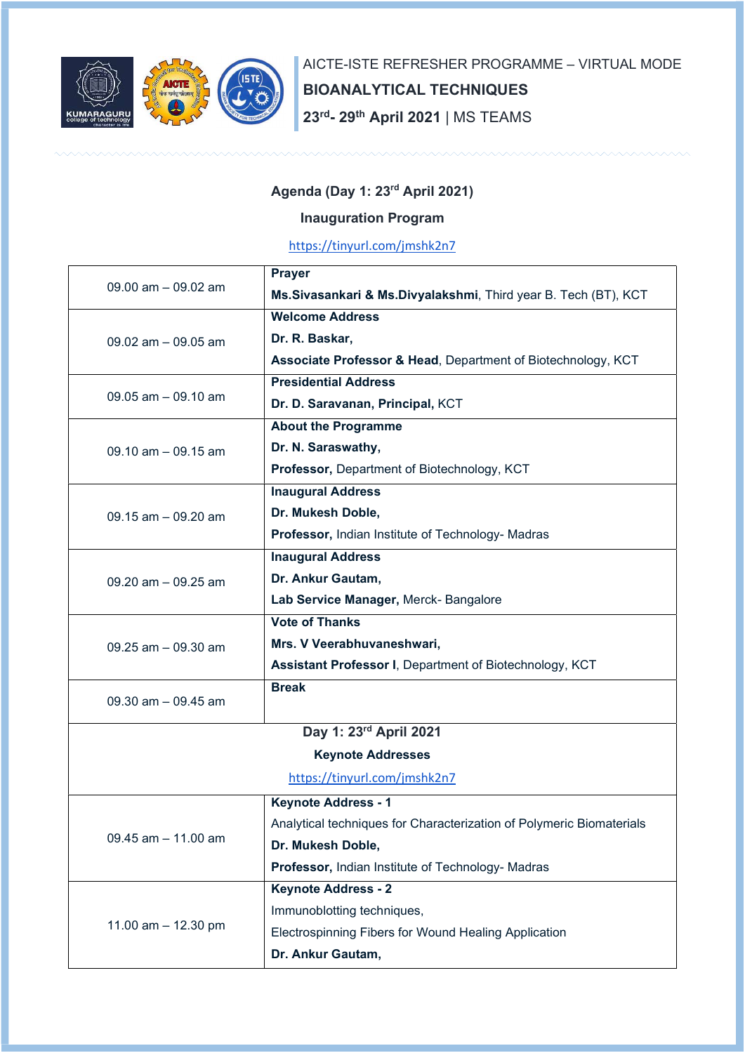AICTE-ISTE REFRESHER PROGRAMME – VIRTUAL MODE

# BIOANALYTICAL TECHNIQUES

**23rd- 29th April 2021** | MS TEAMS

## Agenda (Day 1: 23rd April 2021)

### Inauguration Program

https://tinyurl.com/jmshk2n7

| Time | Details |
|---|---|
| 09.00 am – 09.02 am | **Prayer**<br>**Ms.Sivasankari & Ms.Divyalakshmi**, Third year B. Tech (BT), KCT |
| 09.02 am – 09.05 am | **Welcome Address**<br>**Dr. R. Baskar,**<br>**Associate Professor & Head**, Department of Biotechnology, KCT |
| 09.05 am – 09.10 am | **Presidential Address**<br>**Dr. D. Saravanan, Principal,** KCT |
| 09.10 am – 09.15 am | **About the Programme**<br>**Dr. N. Saraswathy,**<br>**Professor,** Department of Biotechnology, KCT |
| 09.15 am – 09.20 am | **Inaugural Address**<br>**Dr. Mukesh Doble,**<br>**Professor,** Indian Institute of Technology- Madras |
| 09.20 am – 09.25 am | **Inaugural Address**<br>**Dr. Ankur Gautam,**<br>**Lab Service Manager,** Merck- Bangalore |
| 09.25 am – 09.30 am | **Vote of Thanks**<br>**Mrs. V Veerabhuvaneshwari,**<br>**Assistant Professor I**, Department of Biotechnology, KCT |
| 09.30 am – 09.45 am | **Break** |
| **Day 1: 23rd April 2021**<br>**Keynote Addresses**<br>https://tinyurl.com/jmshk2n7 | |
| 09.45 am – 11.00 am | **Keynote Address - 1**<br>Analytical techniques for Characterization of Polymeric Biomaterials<br>**Dr. Mukesh Doble,**<br>**Professor,** Indian Institute of Technology- Madras |
| 11.00 am – 12.30 pm | **Keynote Address - 2**<br>Immunoblotting techniques,<br>Electrospinning Fibers for Wound Healing Application<br>**Dr. Ankur Gautam,** |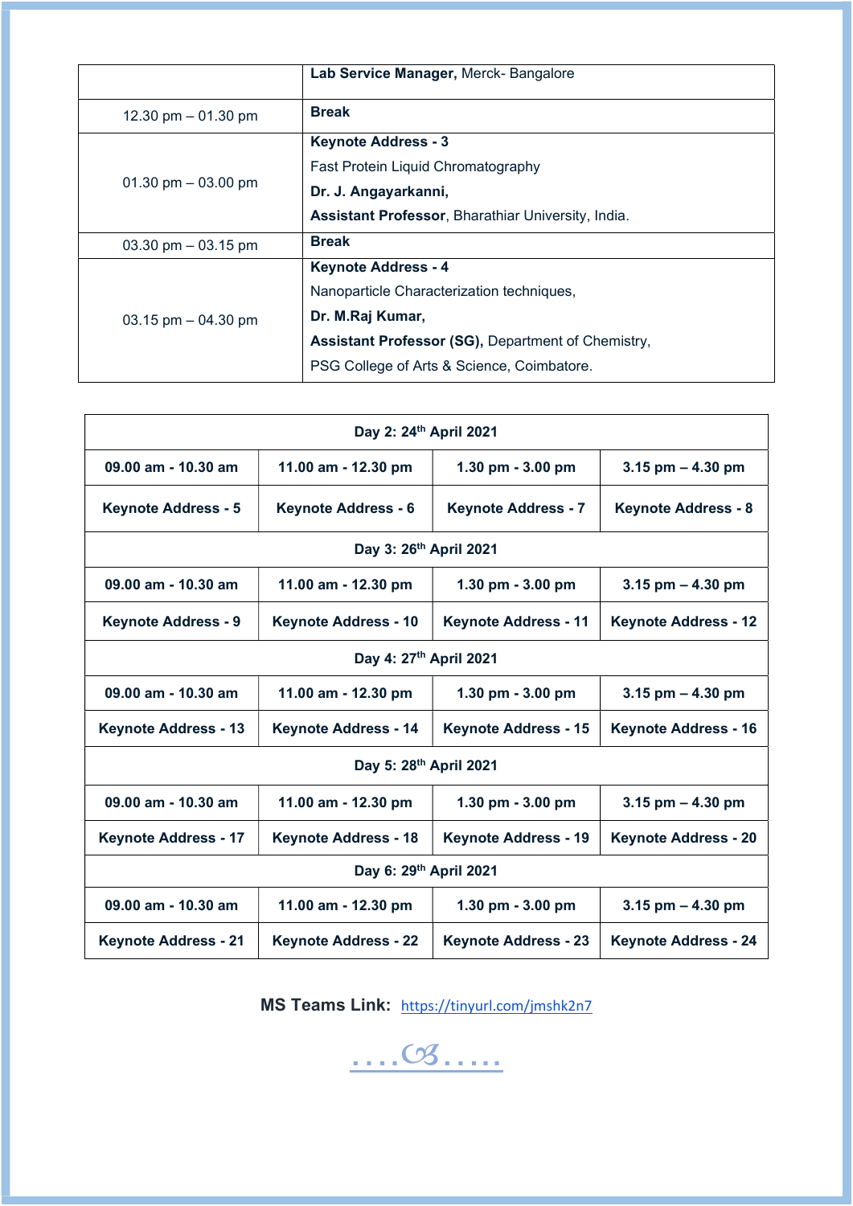| | |
|---|---|
| | **Lab Service Manager,** Merck- Bangalore |
| 12.30 pm – 01.30 pm | **Break** |
| 01.30 pm – 03.00 pm | **Keynote Address - 3**<br>Fast Protein Liquid Chromatography<br>**Dr. J. Angayarkanni,**<br>**Assistant Professor**, Bharathiar University, India. |
| 03.30 pm – 03.15 pm | **Break** |
| 03.15 pm – 04.30 pm | **Keynote Address - 4**<br>Nanoparticle Characterization techniques,<br>**Dr. M.Raj Kumar,**<br>**Assistant Professor (SG),** Department of Chemistry,<br>PSG College of Arts & Science, Coimbatore. |

| **Day 2: 24th April 2021** | | | |
|---|---|---|---|
| **09.00 am - 10.30 am** | **11.00 am - 12.30 pm** | **1.30 pm - 3.00 pm** | **3.15 pm – 4.30 pm** |
| **Keynote Address - 5** | **Keynote Address - 6** | **Keynote Address - 7** | **Keynote Address - 8** |
| **Day 3: 26th April 2021** | | | |
| **09.00 am - 10.30 am** | **11.00 am - 12.30 pm** | **1.30 pm - 3.00 pm** | **3.15 pm – 4.30 pm** |
| **Keynote Address - 9** | **Keynote Address - 10** | **Keynote Address - 11** | **Keynote Address - 12** |
| **Day 4: 27th April 2021** | | | |
| **09.00 am - 10.30 am** | **11.00 am - 12.30 pm** | **1.30 pm - 3.00 pm** | **3.15 pm – 4.30 pm** |
| **Keynote Address - 13** | **Keynote Address - 14** | **Keynote Address - 15** | **Keynote Address - 16** |
| **Day 5: 28th April 2021** | | | |
| **09.00 am - 10.30 am** | **11.00 am - 12.30 pm** | **1.30 pm - 3.00 pm** | **3.15 pm – 4.30 pm** |
| **Keynote Address - 17** | **Keynote Address - 18** | **Keynote Address - 19** | **Keynote Address - 20** |
| **Day 6: 29th April 2021** | | | |
| **09.00 am - 10.30 am** | **11.00 am - 12.30 pm** | **1.30 pm - 3.00 pm** | **3.15 pm – 4.30 pm** |
| **Keynote Address - 21** | **Keynote Address - 22** | **Keynote Address - 23** | **Keynote Address - 24** |

**MS Teams Link:** https://tinyurl.com/jmshk2n7